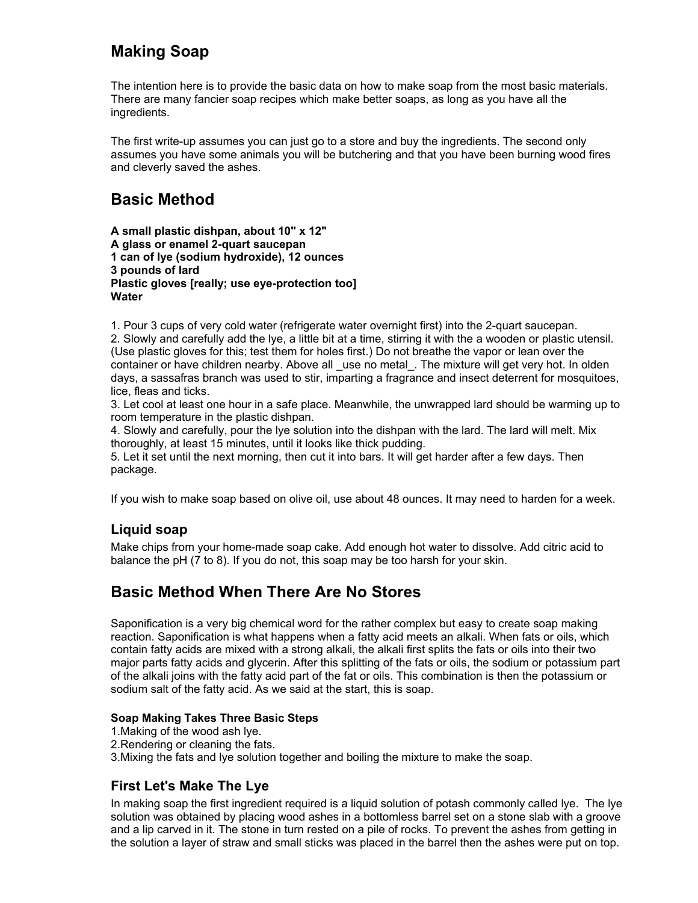# Making Soap

The intention here is to provide the basic data on how to make soap from the most basic materials. There are many fancier soap recipes which make better soaps, as long as you have all the ingredients.

The first write-up assumes you can just go to a store and buy the ingredients. The second only assumes you have some animals you will be butchering and that you have been burning wood fires and cleverly saved the ashes.

# Basic Method

**A small plastic dishpan, about 10" x 12"**
**A glass or enamel 2-quart saucepan**
**1 can of lye (sodium hydroxide), 12 ounces**
**3 pounds of lard**
**Plastic gloves [really; use eye-protection too]**
**Water**

1. Pour 3 cups of very cold water (refrigerate water overnight first) into the 2-quart saucepan.
2. Slowly and carefully add the lye, a little bit at a time, stirring it with the a wooden or plastic utensil. (Use plastic gloves for this; test them for holes first.) Do not breathe the vapor or lean over the container or have children nearby. Above all _use no metal_. The mixture will get very hot. In olden days, a sassafras branch was used to stir, imparting a fragrance and insect deterrent for mosquitoes, lice, fleas and ticks.
3. Let cool at least one hour in a safe place. Meanwhile, the unwrapped lard should be warming up to room temperature in the plastic dishpan.
4. Slowly and carefully, pour the lye solution into the dishpan with the lard. The lard will melt. Mix thoroughly, at least 15 minutes, until it looks like thick pudding.
5. Let it set until the next morning, then cut it into bars. It will get harder after a few days. Then package.

If you wish to make soap based on olive oil, use about 48 ounces. It may need to harden for a week.

## Liquid soap

Make chips from your home-made soap cake. Add enough hot water to dissolve. Add citric acid to balance the pH (7 to 8). If you do not, this soap may be too harsh for your skin.

# Basic Method When There Are No Stores

Saponification is a very big chemical word for the rather complex but easy to create soap making reaction. Saponification is what happens when a fatty acid meets an alkali. When fats or oils, which contain fatty acids are mixed with a strong alkali, the alkali first splits the fats or oils into their two major parts fatty acids and glycerin. After this splitting of the fats or oils, the sodium or potassium part of the alkali joins with the fatty acid part of the fat or oils. This combination is then the potassium or sodium salt of the fatty acid. As we said at the start, this is soap.

### Soap Making Takes Three Basic Steps

1. Making of the wood ash lye.
2. Rendering or cleaning the fats.
3. Mixing the fats and lye solution together and boiling the mixture to make the soap.

## First Let's Make The Lye

In making soap the first ingredient required is a liquid solution of potash commonly called lye. The lye solution was obtained by placing wood ashes in a bottomless barrel set on a stone slab with a groove and a lip carved in it. The stone in turn rested on a pile of rocks. To prevent the ashes from getting in the solution a layer of straw and small sticks was placed in the barrel then the ashes were put on top.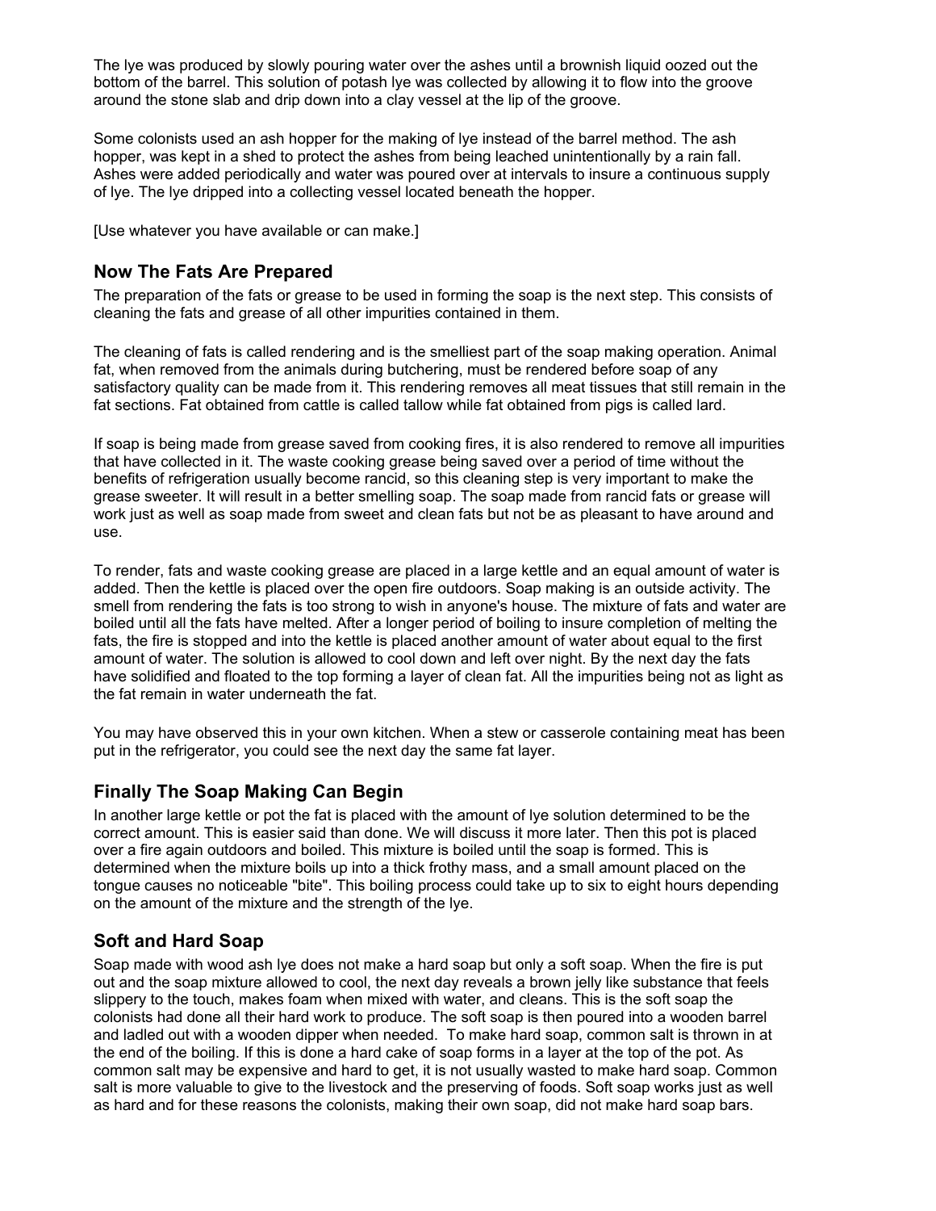The lye was produced by slowly pouring water over the ashes until a brownish liquid oozed out the bottom of the barrel. This solution of potash lye was collected by allowing it to flow into the groove around the stone slab and drip down into a clay vessel at the lip of the groove.

Some colonists used an ash hopper for the making of lye instead of the barrel method. The ash hopper, was kept in a shed to protect the ashes from being leached unintentionally by a rain fall. Ashes were added periodically and water was poured over at intervals to insure a continuous supply of lye. The lye dripped into a collecting vessel located beneath the hopper.

[Use whatever you have available or can make.]

## Now The Fats Are Prepared

The preparation of the fats or grease to be used in forming the soap is the next step. This consists of cleaning the fats and grease of all other impurities contained in them.

The cleaning of fats is called rendering and is the smelliest part of the soap making operation. Animal fat, when removed from the animals during butchering, must be rendered before soap of any satisfactory quality can be made from it. This rendering removes all meat tissues that still remain in the fat sections. Fat obtained from cattle is called tallow while fat obtained from pigs is called lard.

If soap is being made from grease saved from cooking fires, it is also rendered to remove all impurities that have collected in it. The waste cooking grease being saved over a period of time without the benefits of refrigeration usually become rancid, so this cleaning step is very important to make the grease sweeter. It will result in a better smelling soap. The soap made from rancid fats or grease will work just as well as soap made from sweet and clean fats but not be as pleasant to have around and use.

To render, fats and waste cooking grease are placed in a large kettle and an equal amount of water is added. Then the kettle is placed over the open fire outdoors. Soap making is an outside activity. The smell from rendering the fats is too strong to wish in anyone's house. The mixture of fats and water are boiled until all the fats have melted. After a longer period of boiling to insure completion of melting the fats, the fire is stopped and into the kettle is placed another amount of water about equal to the first amount of water. The solution is allowed to cool down and left over night. By the next day the fats have solidified and floated to the top forming a layer of clean fat. All the impurities being not as light as the fat remain in water underneath the fat.

You may have observed this in your own kitchen. When a stew or casserole containing meat has been put in the refrigerator, you could see the next day the same fat layer.

## Finally The Soap Making Can Begin

In another large kettle or pot the fat is placed with the amount of lye solution determined to be the correct amount. This is easier said than done. We will discuss it more later. Then this pot is placed over a fire again outdoors and boiled. This mixture is boiled until the soap is formed. This is determined when the mixture boils up into a thick frothy mass, and a small amount placed on the tongue causes no noticeable "bite". This boiling process could take up to six to eight hours depending on the amount of the mixture and the strength of the lye.

## Soft and Hard Soap

Soap made with wood ash lye does not make a hard soap but only a soft soap. When the fire is put out and the soap mixture allowed to cool, the next day reveals a brown jelly like substance that feels slippery to the touch, makes foam when mixed with water, and cleans. This is the soft soap the colonists had done all their hard work to produce. The soft soap is then poured into a wooden barrel and ladled out with a wooden dipper when needed. To make hard soap, common salt is thrown in at the end of the boiling. If this is done a hard cake of soap forms in a layer at the top of the pot. As common salt may be expensive and hard to get, it is not usually wasted to make hard soap. Common salt is more valuable to give to the livestock and the preserving of foods. Soft soap works just as well as hard and for these reasons the colonists, making their own soap, did not make hard soap bars.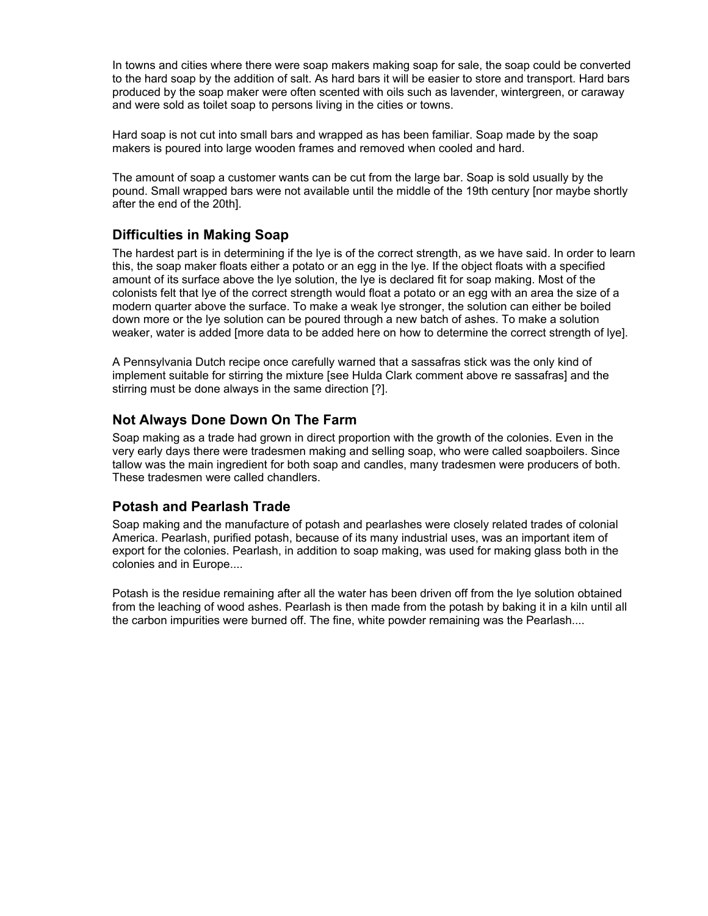In towns and cities where there were soap makers making soap for sale, the soap could be converted to the hard soap by the addition of salt. As hard bars it will be easier to store and transport. Hard bars produced by the soap maker were often scented with oils such as lavender, wintergreen, or caraway and were sold as toilet soap to persons living in the cities or towns.

Hard soap is not cut into small bars and wrapped as has been familiar. Soap made by the soap makers is poured into large wooden frames and removed when cooled and hard.

The amount of soap a customer wants can be cut from the large bar. Soap is sold usually by the pound. Small wrapped bars were not available until the middle of the 19th century [nor maybe shortly after the end of the 20th].

## Difficulties in Making Soap

The hardest part is in determining if the lye is of the correct strength, as we have said. In order to learn this, the soap maker floats either a potato or an egg in the lye. If the object floats with a specified amount of its surface above the lye solution, the lye is declared fit for soap making. Most of the colonists felt that lye of the correct strength would float a potato or an egg with an area the size of a modern quarter above the surface. To make a weak lye stronger, the solution can either be boiled down more or the lye solution can be poured through a new batch of ashes. To make a solution weaker, water is added [more data to be added here on how to determine the correct strength of lye].

A Pennsylvania Dutch recipe once carefully warned that a sassafras stick was the only kind of implement suitable for stirring the mixture [see Hulda Clark comment above re sassafras] and the stirring must be done always in the same direction [?].

## Not Always Done Down On The Farm

Soap making as a trade had grown in direct proportion with the growth of the colonies. Even in the very early days there were tradesmen making and selling soap, who were called soapboilers. Since tallow was the main ingredient for both soap and candles, many tradesmen were producers of both. These tradesmen were called chandlers.

## Potash and Pearlash Trade

Soap making and the manufacture of potash and pearlashes were closely related trades of colonial America. Pearlash, purified potash, because of its many industrial uses, was an important item of export for the colonies. Pearlash, in addition to soap making, was used for making glass both in the colonies and in Europe....

Potash is the residue remaining after all the water has been driven off from the lye solution obtained from the leaching of wood ashes. Pearlash is then made from the potash by baking it in a kiln until all the carbon impurities were burned off. The fine, white powder remaining was the Pearlash....